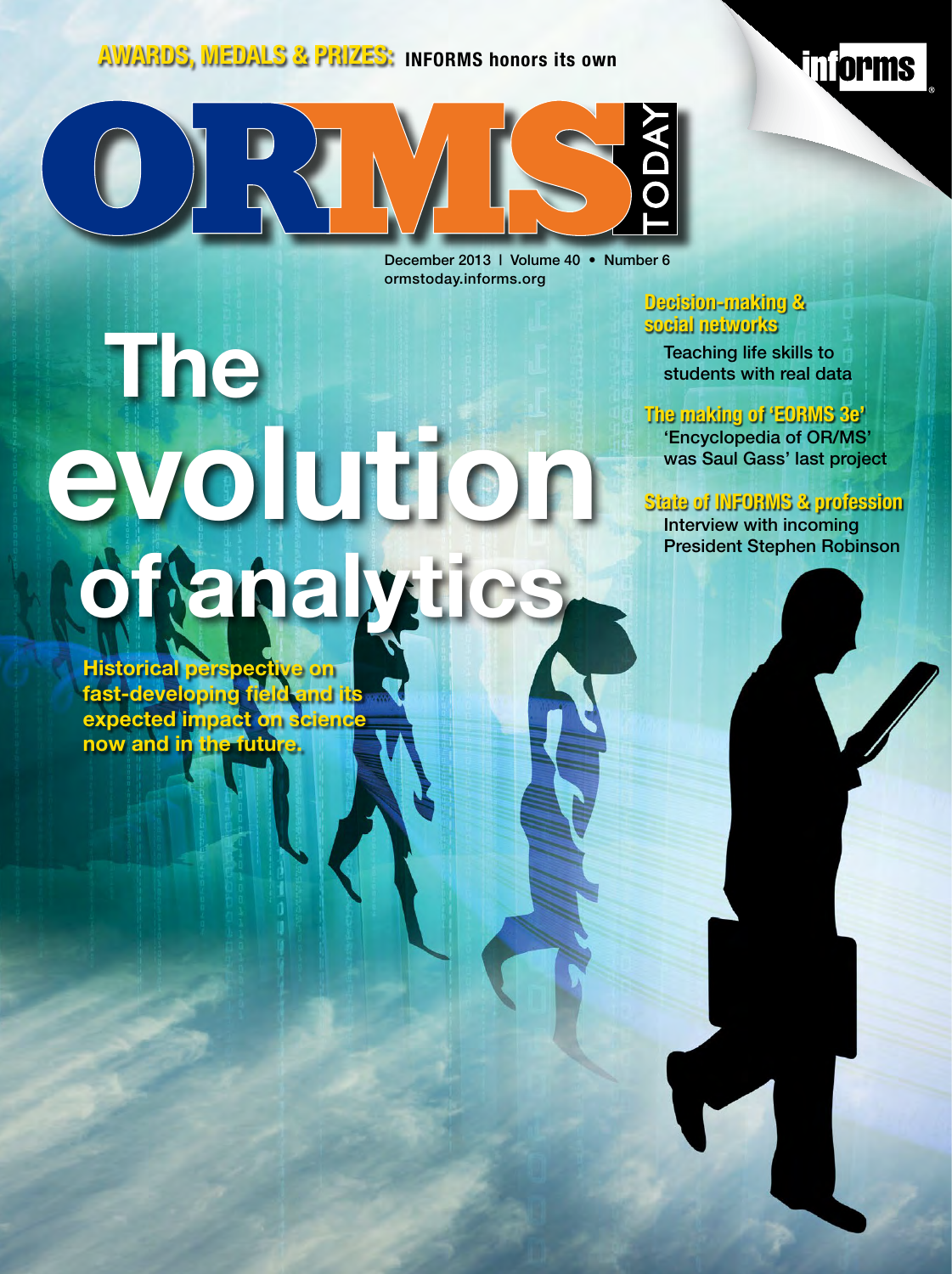**AWARDS, MEDALS & PRIZES:** INFORMS honors its own

informs

# ORMS TODAY

December 2013 | Volume 40 • Number 6
ormstoday.informs.org

# The evolution of analytics

**Historical perspective on fast-developing field and its expected impact on science now and in the future.**

**Decision-making & social networks**
Teaching life skills to students with real data

**The making of 'EORMS 3e'**
'Encyclopedia of OR/MS' was Saul Gass' last project

**State of INFORMS & profession**
Interview with incoming President Stephen Robinson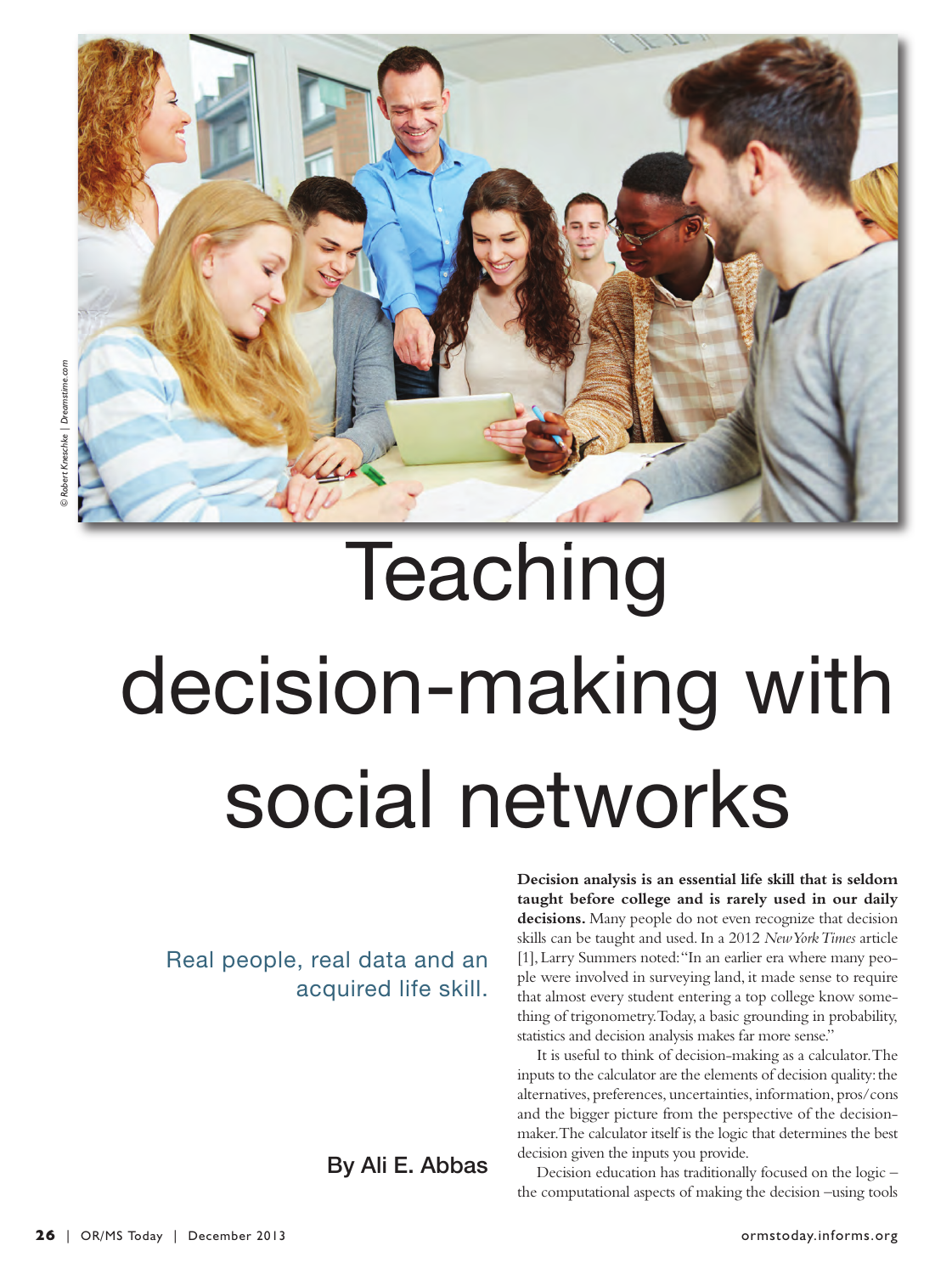# Teaching decision-making with social networks

Real people, real data and an acquired life skill.

By Ali E. Abbas

**Decision analysis is an essential life skill that is seldom taught before college and is rarely used in our daily decisions.** Many people do not even recognize that decision skills can be taught and used. In a 2012 *New York Times* article [1], Larry Summers noted: "In an earlier era where many people were involved in surveying land, it made sense to require that almost every student entering a top college know something of trigonometry. Today, a basic grounding in probability, statistics and decision analysis makes far more sense."

It is useful to think of decision-making as a calculator. The inputs to the calculator are the elements of decision quality: the alternatives, preferences, uncertainties, information, pros/cons and the bigger picture from the perspective of the decision-maker. The calculator itself is the logic that determines the best decision given the inputs you provide.

Decision education has traditionally focused on the logic – the computational aspects of making the decision –using tools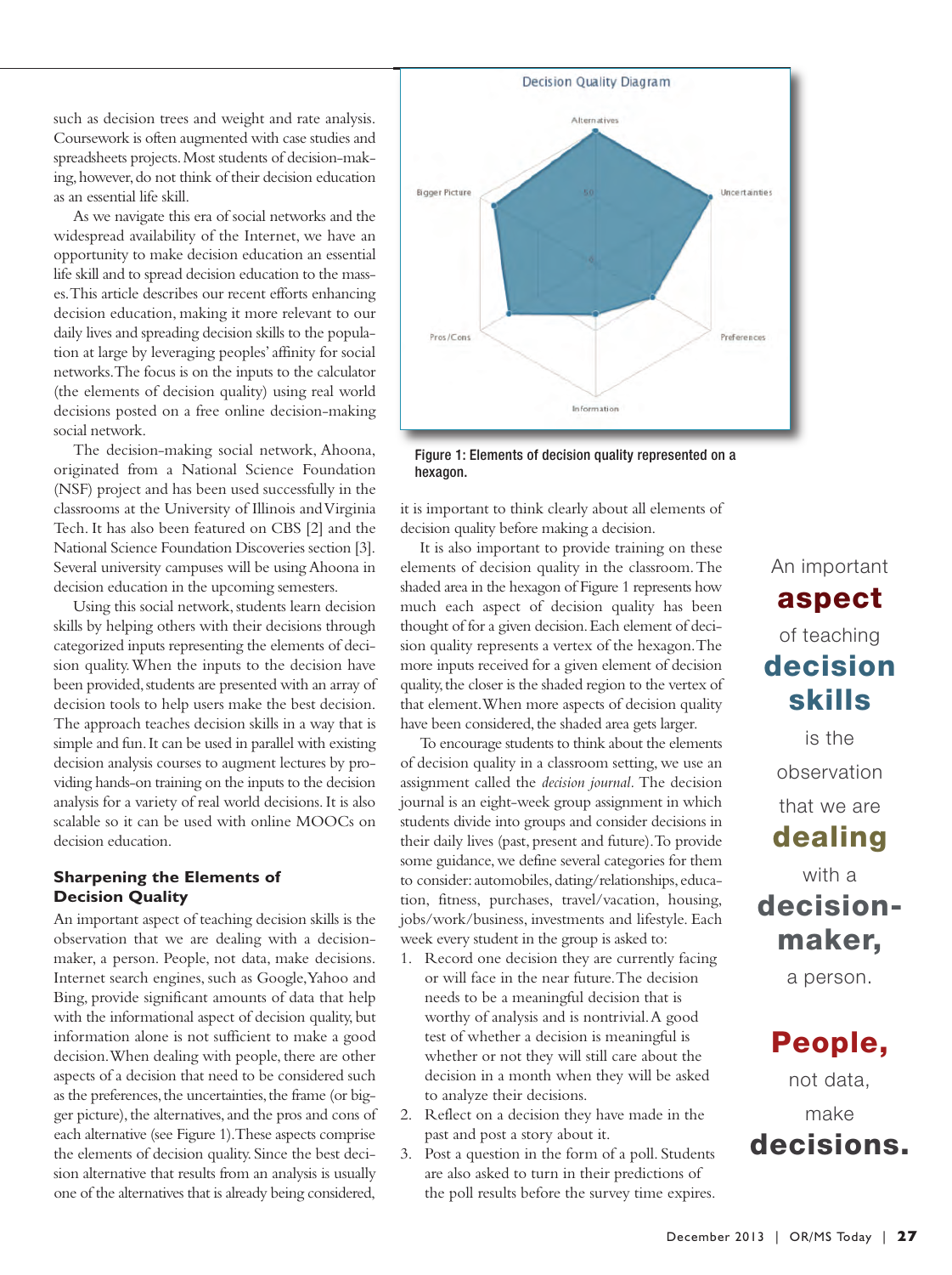such as decision trees and weight and rate analysis. Coursework is often augmented with case studies and spreadsheets projects. Most students of decision-making, however, do not think of their decision education as an essential life skill.

As we navigate this era of social networks and the widespread availability of the Internet, we have an opportunity to make decision education an essential life skill and to spread decision education to the masses. This article describes our recent efforts enhancing decision education, making it more relevant to our daily lives and spreading decision skills to the population at large by leveraging peoples' affinity for social networks. The focus is on the inputs to the calculator (the elements of decision quality) using real world decisions posted on a free online decision-making social network.

The decision-making social network, Ahoona, originated from a National Science Foundation (NSF) project and has been used successfully in the classrooms at the University of Illinois and Virginia Tech. It has also been featured on CBS [2] and the National Science Foundation Discoveries section [3]. Several university campuses will be using Ahoona in decision education in the upcoming semesters.

Using this social network, students learn decision skills by helping others with their decisions through categorized inputs representing the elements of decision quality. When the inputs to the decision have been provided, students are presented with an array of decision tools to help users make the best decision. The approach teaches decision skills in a way that is simple and fun. It can be used in parallel with existing decision analysis courses to augment lectures by providing hands-on training on the inputs to the decision analysis for a variety of real world decisions. It is also scalable so it can be used with online MOOCs on decision education.

## Sharpening the Elements of Decision Quality

An important aspect of teaching decision skills is the observation that we are dealing with a decision-maker, a person. People, not data, make decisions. Internet search engines, such as Google, Yahoo and Bing, provide significant amounts of data that help with the informational aspect of decision quality, but information alone is not sufficient to make a good decision. When dealing with people, there are other aspects of a decision that need to be considered such as the preferences, the uncertainties, the frame (or bigger picture), the alternatives, and the pros and cons of each alternative (see Figure 1). These aspects comprise the elements of decision quality. Since the best decision alternative that results from an analysis is usually one of the alternatives that is already being considered, it is important to think clearly about all elements of decision quality before making a decision.

Figure 1: Elements of decision quality represented on a hexagon.

It is also important to provide training on these elements of decision quality in the classroom. The shaded area in the hexagon of Figure 1 represents how much each aspect of decision quality has been thought of for a given decision. Each element of decision quality represents a vertex of the hexagon. The more inputs received for a given element of decision quality, the closer is the shaded region to the vertex of that element. When more aspects of decision quality have been considered, the shaded area gets larger.

To encourage students to think about the elements of decision quality in a classroom setting, we use an assignment called the *decision journal*. The decision journal is an eight-week group assignment in which students divide into groups and consider decisions in their daily lives (past, present and future). To provide some guidance, we define several categories for them to consider: automobiles, dating/relationships, education, fitness, purchases, travel/vacation, housing, jobs/work/business, investments and lifestyle. Each week every student in the group is asked to:

1. Record one decision they are currently facing or will face in the near future. The decision needs to be a meaningful decision that is worthy of analysis and is nontrivial. A good test of whether a decision is meaningful is whether or not they will still care about the decision in a month when they will be asked to analyze their decisions.
2. Reflect on a decision they have made in the past and post a story about it.
3. Post a question in the form of a poll. Students are also asked to turn in their predictions of the poll results before the survey time expires.

An important **aspect** of teaching **decision skills** is the observation that we are **dealing** with a **decision-maker,** a person.

**People,** not data, make **decisions.**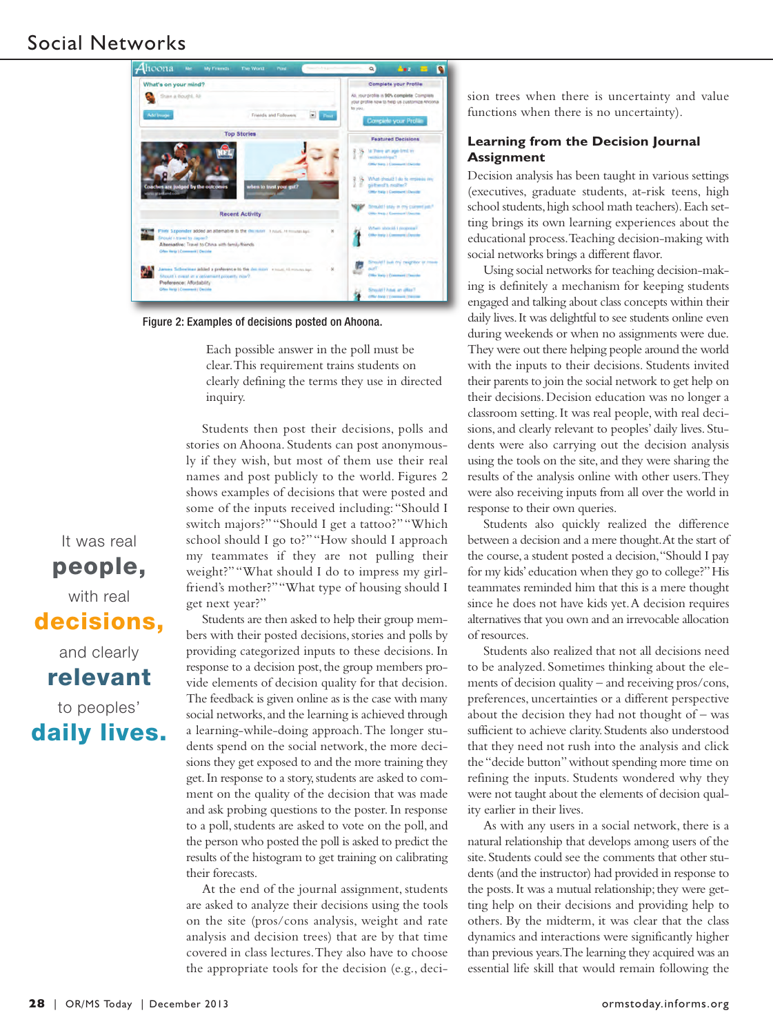Figure 2: Examples of decisions posted on Ahoona.

Each possible answer in the poll must be clear. This requirement trains students on clearly defining the terms they use in directed inquiry.

Students then post their decisions, polls and stories on Ahoona. Students can post anonymously if they wish, but most of them use their real names and post publicly to the world. Figures 2 shows examples of decisions that were posted and some of the inputs received including: "Should I switch majors?" "Should I get a tattoo?" "Which school should I go to?" "How should I approach my teammates if they are not pulling their weight?" "What should I do to impress my girlfriend's mother?" "What type of housing should I get next year?"

Students are then asked to help their group members with their posted decisions, stories and polls by providing categorized inputs to these decisions. In response to a decision post, the group members provide elements of decision quality for that decision. The feedback is given online as is the case with many social networks, and the learning is achieved through a learning-while-doing approach. The longer students spend on the social network, the more decisions they get exposed to and the more training they get. In response to a story, students are asked to comment on the quality of the decision that was made and ask probing questions to the poster. In response to a poll, students are asked to vote on the poll, and the person who posted the poll is asked to predict the results of the histogram to get training on calibrating their forecasts.

At the end of the journal assignment, students are asked to analyze their decisions using the tools on the site (pros/cons analysis, weight and rate analysis and decision trees) that are by that time covered in class lectures. They also have to choose the appropriate tools for the decision (e.g., decision trees when there is uncertainty and value functions when there is no uncertainty).

It was real **people,** with real **decisions,** and clearly **relevant** to peoples' **daily lives.**

## Learning from the Decision Journal Assignment

Decision analysis has been taught in various settings (executives, graduate students, at-risk teens, high school students, high school math teachers). Each setting brings its own learning experiences about the educational process. Teaching decision-making with social networks brings a different flavor.

Using social networks for teaching decision-making is definitely a mechanism for keeping students engaged and talking about class concepts within their daily lives. It was delightful to see students online even during weekends or when no assignments were due. They were out there helping people around the world with the inputs to their decisions. Students invited their parents to join the social network to get help on their decisions. Decision education was no longer a classroom setting. It was real people, with real decisions, and clearly relevant to peoples' daily lives. Students were also carrying out the decision analysis using the tools on the site, and they were sharing the results of the analysis online with other users. They were also receiving inputs from all over the world in response to their own queries.

Students also quickly realized the difference between a decision and a mere thought. At the start of the course, a student posted a decision, "Should I pay for my kids' education when they go to college?" His teammates reminded him that this is a mere thought since he does not have kids yet. A decision requires alternatives that you own and an irrevocable allocation of resources.

Students also realized that not all decisions need to be analyzed. Sometimes thinking about the elements of decision quality – and receiving pros/cons, preferences, uncertainties or a different perspective about the decision they had not thought of – was sufficient to achieve clarity. Students also understood that they need not rush into the analysis and click the "decide button" without spending more time on refining the inputs. Students wondered why they were not taught about the elements of decision quality earlier in their lives.

As with any users in a social network, there is a natural relationship that develops among users of the site. Students could see the comments that other students (and the instructor) had provided in response to the posts. It was a mutual relationship; they were getting help on their decisions and providing help to others. By the midterm, it was clear that the class dynamics and interactions were significantly higher than previous years. The learning they acquired was an essential life skill that would remain following the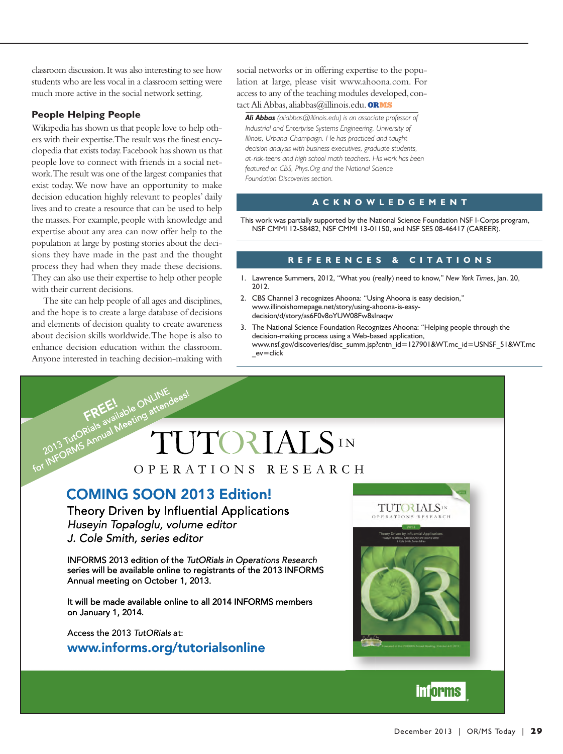classroom discussion. It was also interesting to see how students who are less vocal in a classroom setting were much more active in the social network setting.

### People Helping People

Wikipedia has shown us that people love to help others with their expertise. The result was the finest encyclopedia that exists today. Facebook has shown us that people love to connect with friends in a social network. The result was one of the largest companies that exist today. We now have an opportunity to make decision education highly relevant to peoples' daily lives and to create a resource that can be used to help the masses. For example, people with knowledge and expertise about any area can now offer help to the population at large by posting stories about the decisions they have made in the past and the thought process they had when they made these decisions. They can also use their expertise to help other people with their current decisions.

The site can help people of all ages and disciplines, and the hope is to create a large database of decisions and elements of decision quality to create awareness about decision skills worldwide. The hope is also to enhance decision education within the classroom. Anyone interested in teaching decision-making with social networks or in offering expertise to the population at large, please visit www.ahoona.com. For access to any of the teaching modules developed, contact Ali Abbas, aliabbas@illinois.edu. **ORMS**

***Ali Abbas*** *(aliabbas@illinois.edu) is an associate professor of Industrial and Enterprise Systems Engineering, University of Illinois, Urbana-Champaign. He has practiced and taught decision analysis with business executives, graduate students, at-risk-teens and high school math teachers. His work has been featured on CBS, Phys.Org and the National Science Foundation Discoveries section.*

## ACKNOWLEDGEMENT

This work was partially supported by the National Science Foundation NSF I-Corps program, NSF CMMI 12-58482, NSF CMMI 13-01150, and NSF SES 08-46417 (CAREER).

## REFERENCES & CITATIONS

1. Lawrence Summers, 2012, "What you (really) need to know," *New York Times*, Jan. 20, 2012.
2. CBS Channel 3 recognizes Ahoona: "Using Ahoona is easy decision," www.illinoishomepage.net/story/using-ahoona-is-easy-decision/d/story/as6F0v8oYUW08Fw8sInaqw
3. The National Science Foundation Recognizes Ahoona: "Helping people through the decision-making process using a Web-based application, www.nsf.gov/discoveries/disc_summ.jsp?cntn_id=127901&WT.mc_id=USNSF_51&WT.mc_ev=click

FREE! 2013 TutORials available ONLINE for INFORMS Annual Meeting attendees!

# TUTORIALS IN OPERATIONS RESEARCH

## COMING SOON 2013 Edition!

Theory Driven by Influential Applications
*Huseyin Topaloglu, volume editor*
*J. Cole Smith, series editor*

INFORMS 2013 edition of the *TutORials in Operations Research* series will be available online to registrants of the 2013 INFORMS Annual meeting on October 1, 2013.

It will be made available online to all 2014 INFORMS members on January 1, 2014.

Access the 2013 *TutORials* at:
**www.informs.org/tutorialsonline**

informs